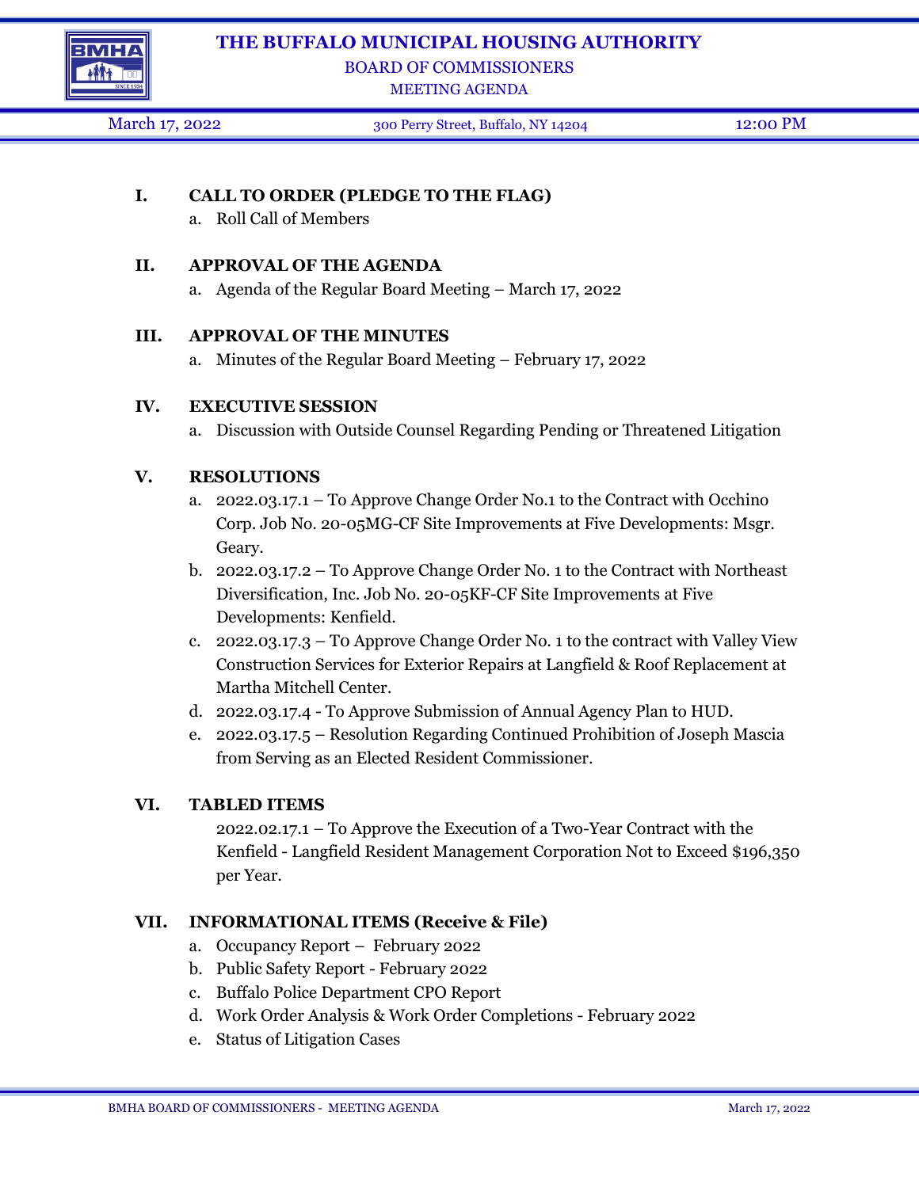# THE BUFFALO MUNICIPAL HOUSING AUTHORITY

## BOARD OF COMMISSIONERS

### MEETING AGENDA

March 17, 2022 | 300 Perry Street, Buffalo, NY 14204 | 12:00 PM

**I. CALL TO ORDER (PLEDGE TO THE FLAG)**

a. Roll Call of Members

**II. APPROVAL OF THE AGENDA**

a. Agenda of the Regular Board Meeting – March 17, 2022

**III. APPROVAL OF THE MINUTES**

a. Minutes of the Regular Board Meeting – February 17, 2022

**IV. EXECUTIVE SESSION**

a. Discussion with Outside Counsel Regarding Pending or Threatened Litigation

**V. RESOLUTIONS**

a. 2022.03.17.1 – To Approve Change Order No.1 to the Contract with Occhino Corp. Job No. 20-05MG-CF Site Improvements at Five Developments: Msgr. Geary.

b. 2022.03.17.2 – To Approve Change Order No. 1 to the Contract with Northeast Diversification, Inc. Job No. 20-05KF-CF Site Improvements at Five Developments: Kenfield.

c. 2022.03.17.3 – T0 Approve Change Order No. 1 to the contract with Valley View Construction Services for Exterior Repairs at Langfield & Roof Replacement at Martha Mitchell Center.

d. 2022.03.17.4 - To Approve Submission of Annual Agency Plan to HUD.

e. 2022.03.17.5 – Resolution Regarding Continued Prohibition of Joseph Mascia from Serving as an Elected Resident Commissioner.

**VI. TABLED ITEMS**

2022.02.17.1 – To Approve the Execution of a Two-Year Contract with the Kenfield - Langfield Resident Management Corporation Not to Exceed $196,350 per Year.

**VII. INFORMATIONAL ITEMS (Receive & File)**

a. Occupancy Report – February 2022

b. Public Safety Report - February 2022

c. Buffalo Police Department CPO Report

d. Work Order Analysis & Work Order Completions - February 2022

e. Status of Litigation Cases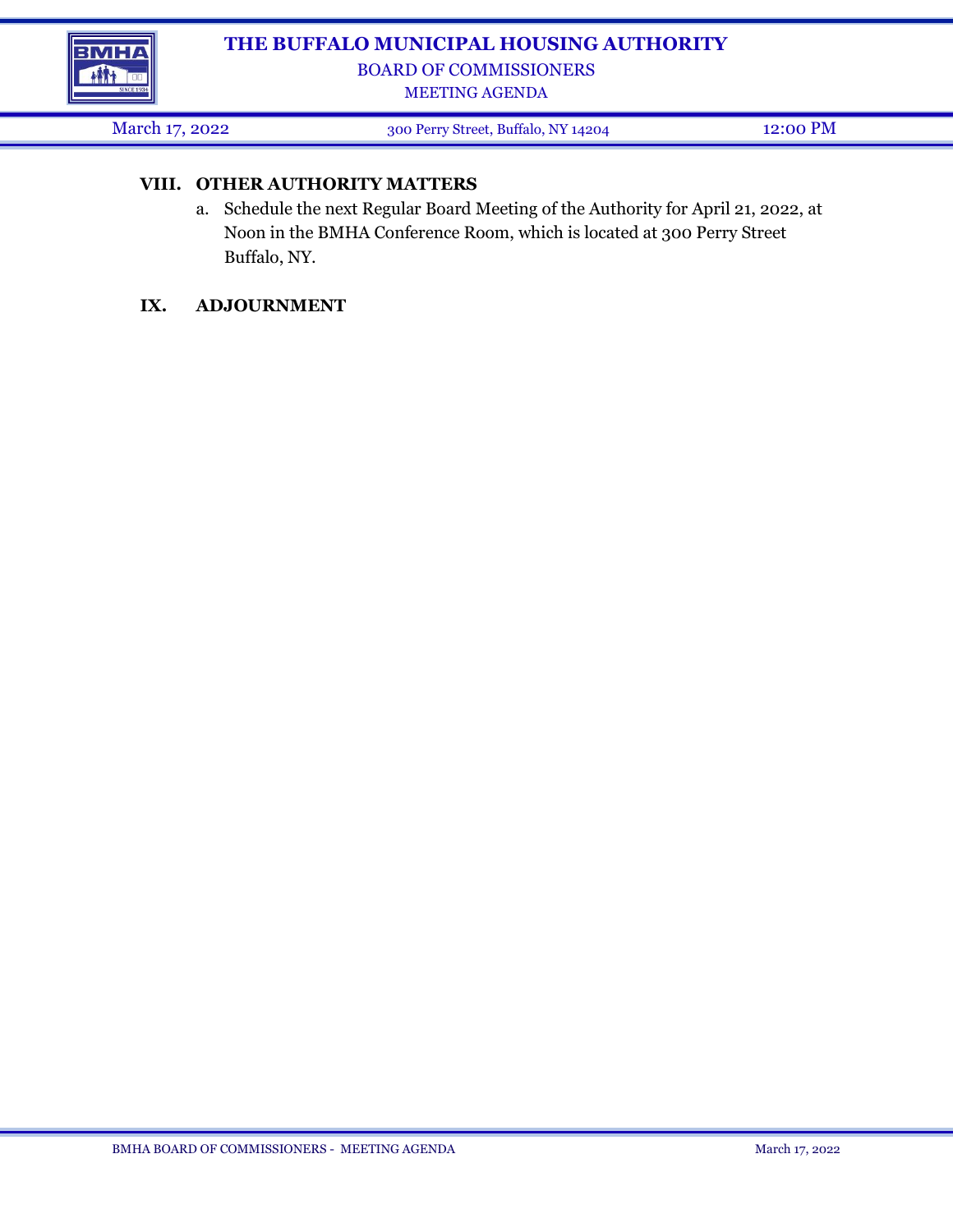## VIII. OTHER AUTHORITY MATTERS

a. Schedule the next Regular Board Meeting of the Authority for April 21, 2022, at Noon in the BMHA Conference Room, which is located at 300 Perry Street Buffalo, NY.

## IX. ADJOURNMENT